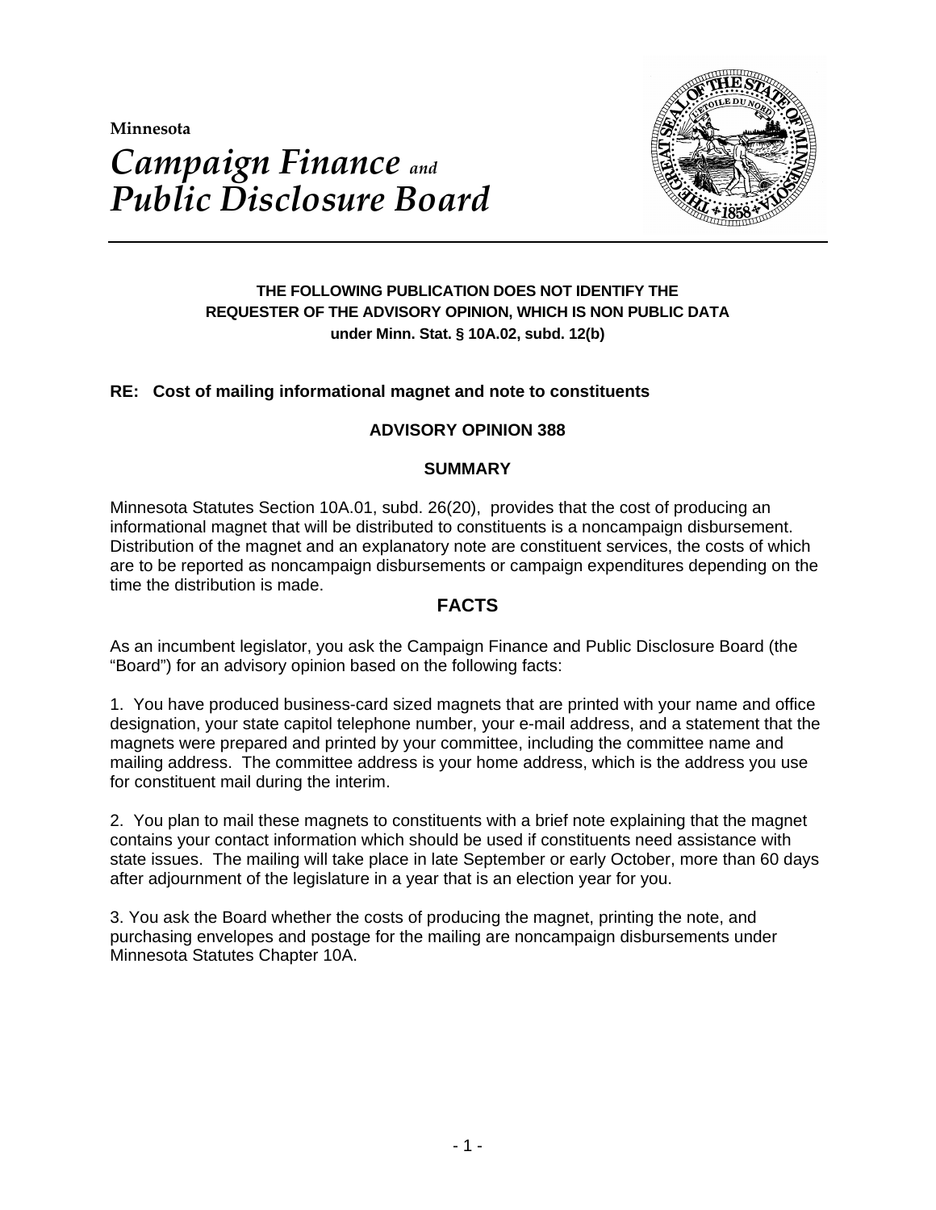Minnesota

# *Campaign Finance and Public Disclosure Board*

**THE FOLLOWING PUBLICATION DOES NOT IDENTIFY THE REQUESTER OF THE ADVISORY OPINION, WHICH IS NON PUBLIC DATA under Minn. Stat. § 10A.02, subd. 12(b)**

**RE: Cost of mailing informational magnet and note to constituents**

## ADVISORY OPINION 388

### SUMMARY

Minnesota Statutes Section 10A.01, subd. 26(20), provides that the cost of producing an informational magnet that will be distributed to constituents is a noncampaign disbursement. Distribution of the magnet and an explanatory note are constituent services, the costs of which are to be reported as noncampaign disbursements or campaign expenditures depending on the time the distribution is made.

## FACTS

As an incumbent legislator, you ask the Campaign Finance and Public Disclosure Board (the "Board") for an advisory opinion based on the following facts:

1. You have produced business-card sized magnets that are printed with your name and office designation, your state capitol telephone number, your e-mail address, and a statement that the magnets were prepared and printed by your committee, including the committee name and mailing address. The committee address is your home address, which is the address you use for constituent mail during the interim.

2. You plan to mail these magnets to constituents with a brief note explaining that the magnet contains your contact information which should be used if constituents need assistance with state issues. The mailing will take place in late September or early October, more than 60 days after adjournment of the legislature in a year that is an election year for you.

3. You ask the Board whether the costs of producing the magnet, printing the note, and purchasing envelopes and postage for the mailing are noncampaign disbursements under Minnesota Statutes Chapter 10A.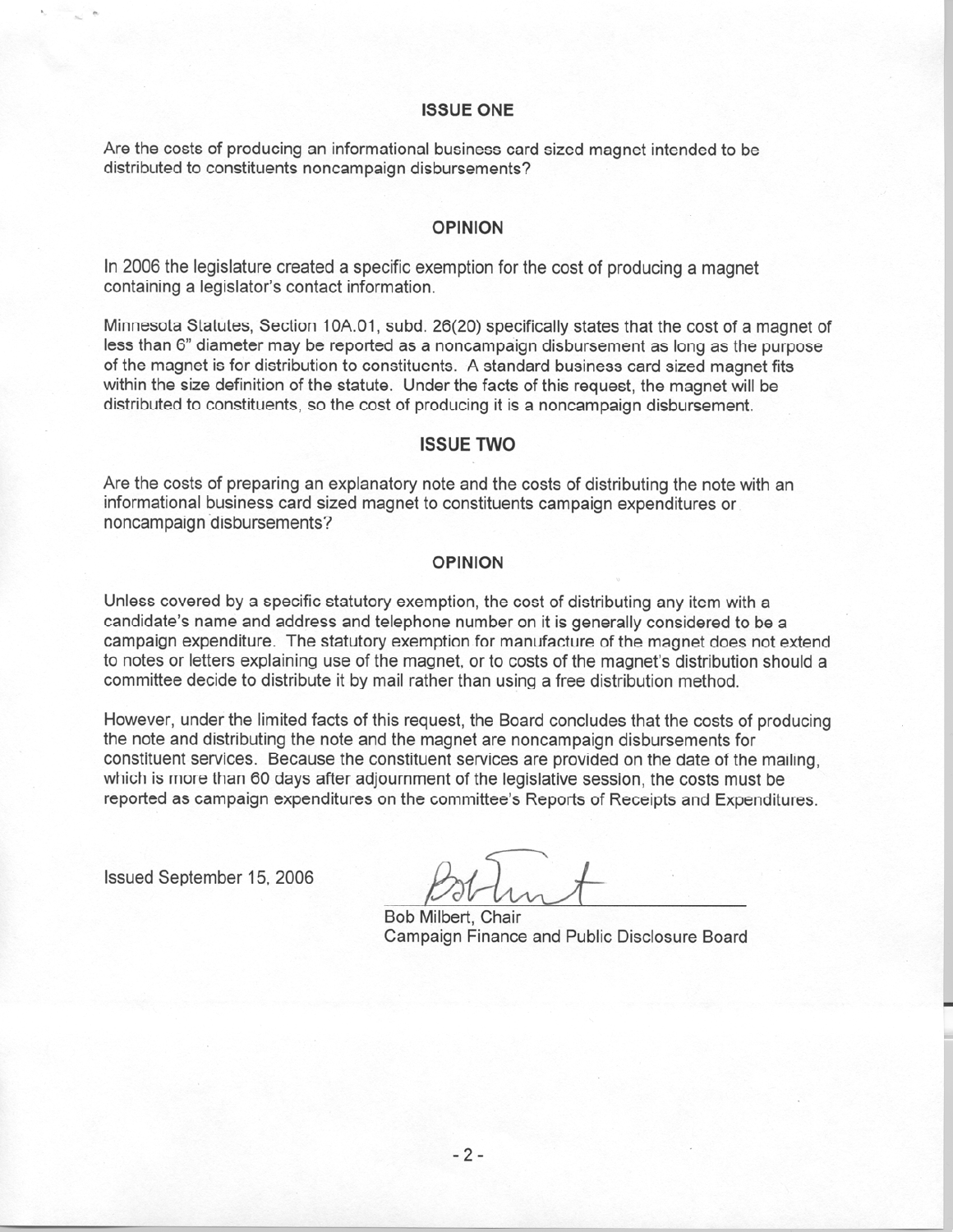## ISSUE ONE

Are the costs of producing an informational business card sized magnet intended to be distributed to constituents noncampaign disbursements?

## OPINION

In 2006 the legislature created a specific exemption for the cost of producing a magnet containing a legislator's contact information.

Minnesota Statutes, Section 10A.01, subd. 26(20) specifically states that the cost of a magnet of less than 6" diameter may be reported as a noncampaign disbursement as long as the purpose of the magnet is for distribution to constituents. A standard business card sized magnet fits within the size definition of the statute. Under the facts of this request, the magnet will be distributed to constituents, so the cost of producing it is a noncampaign disbursement.

## ISSUE TWO

Are the costs of preparing an explanatory note and the costs of distributing the note with an informational business card sized magnet to constituents campaign expenditures or noncampaign disbursements?

## OPINION

Unless covered by a specific statutory exemption, the cost of distributing any item with a candidate's name and address and telephone number on it is generally considered to be a campaign expenditure. The statutory exemption for manufacture of the magnet does not extend to notes or letters explaining use of the magnet, or to costs of the magnet's distribution should a committee decide to distribute it by mail rather than using a free distribution method.

However, under the limited facts of this request, the Board concludes that the costs of producing the note and distributing the note and the magnet are noncampaign disbursements for constituent services. Because the constituent services are provided on the date of the mailing, which is more than 60 days after adjournment of the legislative session, the costs must be reported as campaign expenditures on the committee's Reports of Receipts and Expenditures.

Issued September 15, 2006

Bob Milbert, Chair
Campaign Finance and Public Disclosure Board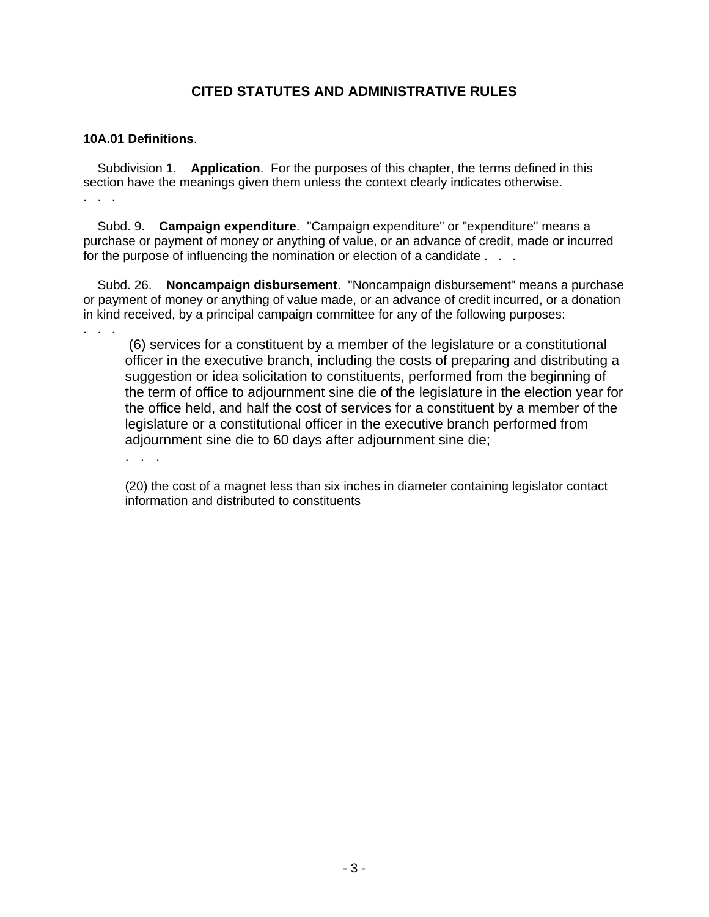## CITED STATUTES AND ADMINISTRATIVE RULES

**10A.01 Definitions**.

Subdivision 1. **Application**. For the purposes of this chapter, the terms defined in this section have the meanings given them unless the context clearly indicates otherwise.

. . .

Subd. 9. **Campaign expenditure**. "Campaign expenditure" or "expenditure" means a purchase or payment of money or anything of value, or an advance of credit, made or incurred for the purpose of influencing the nomination or election of a candidate . . .

Subd. 26. **Noncampaign disbursement**. "Noncampaign disbursement" means a purchase or payment of money or anything of value made, or an advance of credit incurred, or a donation in kind received, by a principal campaign committee for any of the following purposes:

. . .

> (6) services for a constituent by a member of the legislature or a constitutional officer in the executive branch, including the costs of preparing and distributing a suggestion or idea solicitation to constituents, performed from the beginning of the term of office to adjournment sine die of the legislature in the election year for the office held, and half the cost of services for a constituent by a member of the legislature or a constitutional officer in the executive branch performed from adjournment sine die to 60 days after adjournment sine die;
>
> . . .
>
> (20) the cost of a magnet less than six inches in diameter containing legislator contact information and distributed to constituents